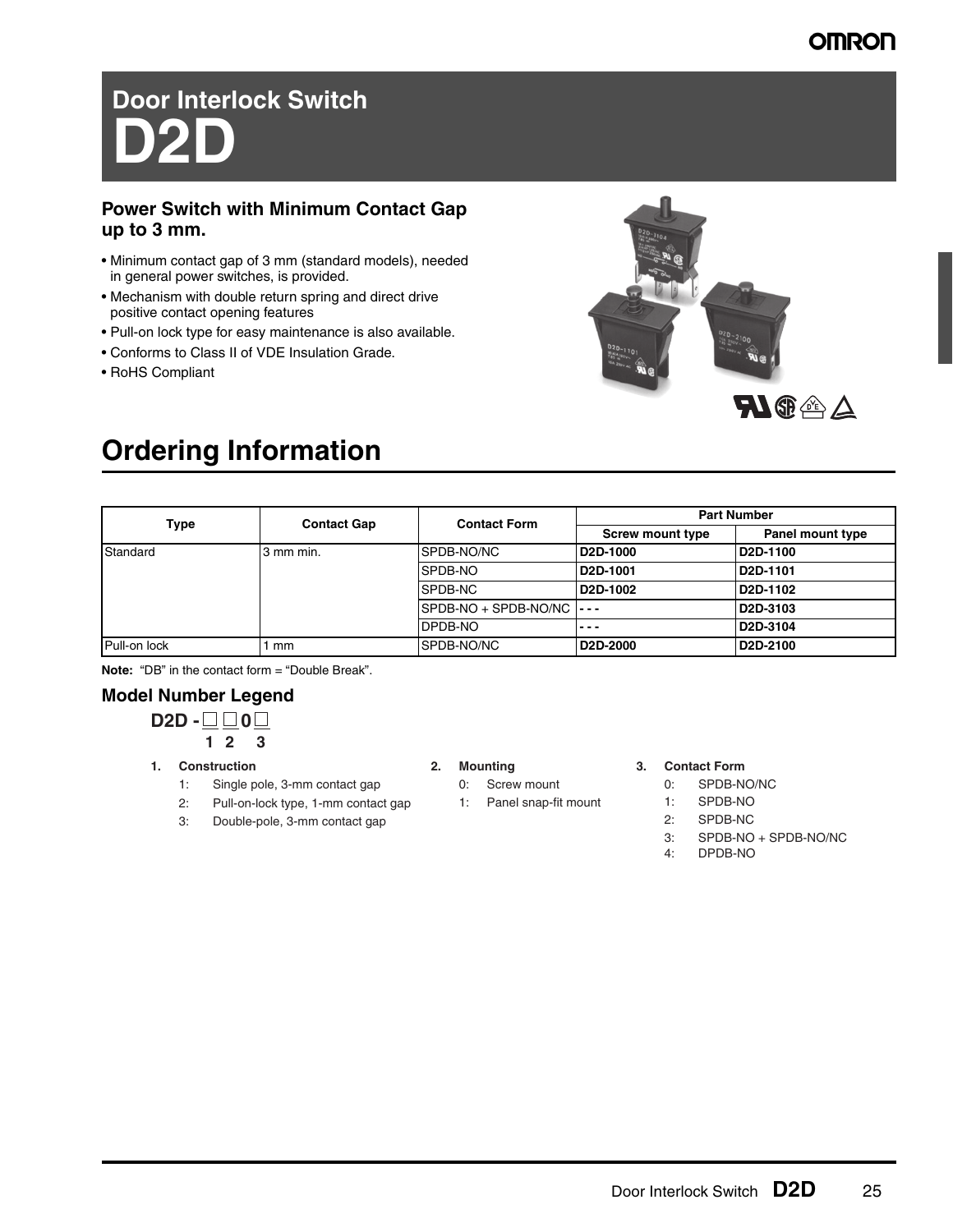# Door Interlock Switch
# D2D

## Power Switch with Minimum Contact Gap up to 3 mm.

- Minimum contact gap of 3 mm (standard models), needed in general power switches, is provided.
- Mechanism with double return spring and direct drive positive contact opening features
- Pull-on lock type for easy maintenance is also available.
- Conforms to Class II of VDE Insulation Grade.
- RoHS Compliant

## Ordering Information

| Type | Contact Gap | Contact Form | Part Number | |
|---|---|---|---|---|
| | | | Screw mount type | Panel mount type |
| Standard | 3 mm min. | SPDB-NO/NC | **D2D-1000** | **D2D-1100** |
| | | SPDB-NO | **D2D-1001** | **D2D-1101** |
| | | SPDB-NC | **D2D-1002** | **D2D-1102** |
| | | SPDB-NO + SPDB-NO/NC | - - - | **D2D-3103** |
| | | DPDB-NO | - - - | **D2D-3104** |
| Pull-on lock | 1 mm | SPDB-NO/NC | **D2D-2000** | **D2D-2100** |

**Note:** "DB" in the contact form = "Double Break".

### Model Number Legend

**D2D - □ □ 0 □**
**1 2 3**

1. **Construction**
   - 1: Single pole, 3-mm contact gap
   - 2: Pull-on-lock type, 1-mm contact gap
   - 3: Double-pole, 3-mm contact gap

2. **Mounting**
   - 0: Screw mount
   - 1: Panel snap-fit mount

3. **Contact Form**
   - 0: SPDB-NO/NC
   - 1: SPDB-NO
   - 2: SPDB-NC
   - 3: SPDB-NO + SPDB-NO/NC
   - 4: DPDB-NO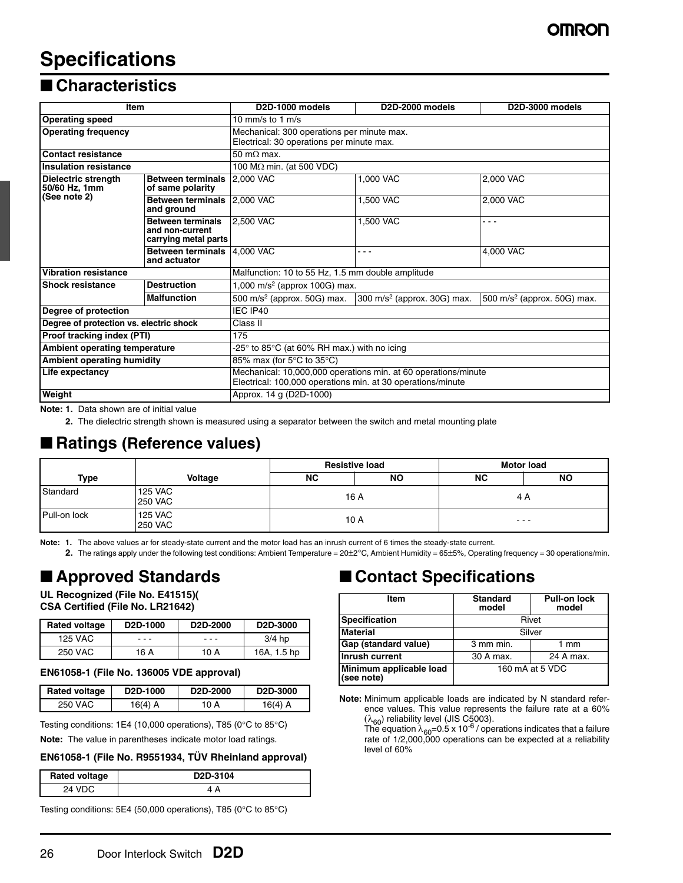# Specifications

## ■ Characteristics

| Item | | D2D-1000 models | D2D-2000 models | D2D-3000 models |
|---|---|---|---|---|
| **Operating speed** | | 10 mm/s to 1 m/s | | |
| **Operating frequency** | | Mechanical: 300 operations per minute max.<br>Electrical: 30 operations per minute max. | | |
| **Contact resistance** | | 50 mΩ max. | | |
| **Insulation resistance** | | 100 MΩ min. (at 500 VDC) | | |
| **Dielectric strength 50/60 Hz, 1mm (See note 2)** | **Between terminals of same polarity** | 2,000 VAC | 1,000 VAC | 2,000 VAC |
| | **Between terminals and ground** | 2,000 VAC | 1,500 VAC | 2,000 VAC |
| | **Between terminals and non-current carrying metal parts** | 2,500 VAC | 1,500 VAC | - - - |
| | **Between terminals and actuator** | 4,000 VAC | - - - | 4,000 VAC |
| **Vibration resistance** | | Malfunction: 10 to 55 Hz, 1.5 mm double amplitude | | |
| **Shock resistance** | **Destruction** | 1,000 m/s$^2$ (approx 100G) max. | | |
| | **Malfunction** | 500 m/s$^2$ (approx. 50G) max. | 300 m/s$^2$ (approx. 30G) max. | 500 m/s$^2$ (approx. 50G) max. |
| **Degree of protection** | | IEC IP40 | | |
| **Degree of protection vs. electric shock** | | Class II | | |
| **Proof tracking index (PTI)** | | 175 | | |
| **Ambient operating temperature** | | -25° to 85°C (at 60% RH max.) with no icing | | |
| **Ambient operating humidity** | | 85% max (for 5°C to 35°C) | | |
| **Life expectancy** | | Mechanical: 10,000,000 operations min. at 60 operations/minute<br>Electrical: 100,000 operations min. at 30 operations/minute | | |
| **Weight** | | Approx. 14 g (D2D-1000) | | |

**Note: 1.** Data shown are of initial value

**2.** The dielectric strength shown is measured using a separator between the switch and metal mounting plate

## ■ Ratings (Reference values)

| Type | Voltage | Resistive load | | Motor load | |
|---|---|---|---|---|---|
| | | NC | NO | NC | NO |
| Standard | 125 VAC<br>250 VAC | 16 A | | 4 A | |
| Pull-on lock | 125 VAC<br>250 VAC | 10 A | | - - - | |

**Note: 1.** The above values ar for steady-state current and the motor load has an inrush current of 6 times the steady-state current.

**2.** The ratings apply under the following test conditions: Ambient Temperature = 20±2°C, Ambient Humidity = 65±5%, Operating frequency = 30 operations/min.

## ■ Approved Standards

**UL Recognized (File No. E41515)(**
**CSA Certified (File No. LR21642)**

| Rated voltage | D2D-1000 | D2D-2000 | D2D-3000 |
|---|---|---|---|
| 125 VAC | - - - | - - - | 3/4 hp |
| 250 VAC | 16 A | 10 A | 16A, 1.5 hp |

**EN61058-1 (File No. 136005 VDE approval)**

| Rated voltage | D2D-1000 | D2D-2000 | D2D-3000 |
|---|---|---|---|
| 250 VAC | 16(4) A | 10 A | 16(4) A |

Testing conditions: 1E4 (10,000 operations), T85 (0°C to 85°C)

**Note:** The value in parentheses indicate motor load ratings.

**EN61058-1 (File No. R9551934, TÜV Rheinland approval)**

| Rated voltage | D2D-3104 |
|---|---|
| 24 VDC | 4 A |

Testing conditions: 5E4 (50,000 operations), T85 (0°C to 85°C)

## ■ Contact Specifications

| Item | Standard model | Pull-on lock model |
|---|---|---|
| **Specification** | Rivet | |
| **Material** | Silver | |
| **Gap (standard value)** | 3 mm min. | 1 mm |
| **Inrush current** | 30 A max. | 24 A max. |
| **Minimum applicable load (see note)** | 160 mA at 5 VDC | |

**Note:** Minimum applicable loads are indicated by N standard reference values. This value represents the failure rate at a 60% ($\lambda_{60}$) reliability level (JIS C5003).
The equation $\lambda_{60}$=0.5 x $10^{-6}$ / operations indicates that a failure rate of 1/2,000,000 operations can be expected at a reliability level of 60%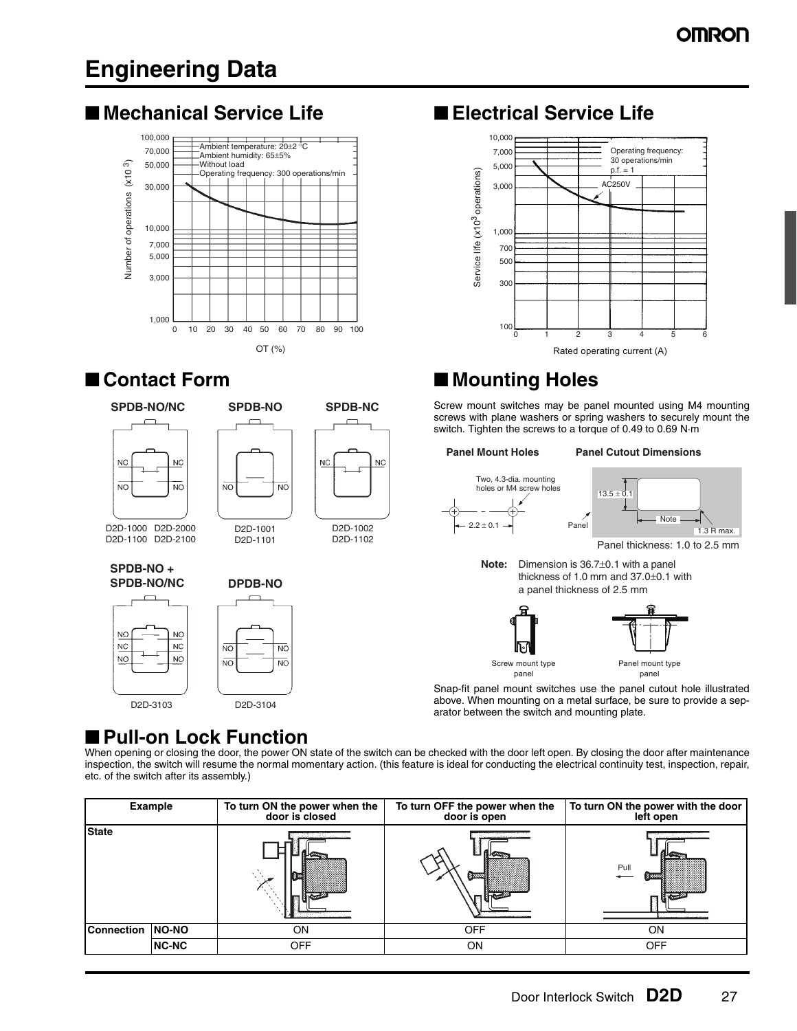# Engineering Data

## ■ Mechanical Service Life

Ambient temperature: 20±2 °C
Ambient humidity: 65±5%
Without load
Operating frequency: 300 operations/min

Number of operations $(\times 10^3)$

OT (%)

## ■ Electrical Service Life

Operating frequency: 30 operations/min
p.f. = 1

AC250V

Service life $(\times 10^3$ operations)

Rated operating current (A)

## ■ Contact Form

**SPDB-NO/NC**

D2D-1000 D2D-2000
D2D-1100 D2D-2100

**SPDB-NO**

D2D-1001
D2D-1101

**SPDB-NC**

D2D-1002
D2D-1102

**SPDB-NO + SPDB-NO/NC**

D2D-3103

**DPDB-NO**

D2D-3104

## ■ Mounting Holes

Screw mount switches may be panel mounted using M4 mounting screws with plane washers or spring washers to securely mount the switch. Tighten the screws to a torque of 0.49 to 0.69 N·m

**Panel Mount Holes**

Two, 4.3-dia. mounting holes or M4 screw holes

22 ± 0.1

**Panel Cutout Dimensions**

13.5 ± 0.1

Note

Panel

1.3 R max.

Panel thickness: 1.0 to 2.5 mm

**Note:** Dimension is 36.7±0.1 with a panel thickness of 1.0 mm and 37.0±0.1 with a panel thickness of 2.5 mm

Screw mount type panel

Panel mount type panel

Snap-fit panel mount switches use the panel cutout hole illustrated above. When mounting on a metal surface, be sure to provide a separator between the switch and mounting plate.

## ■ Pull-on Lock Function

When opening or closing the door, the power ON state of the switch can be checked with the door left open. By closing the door after maintenance inspection, the switch will resume the normal momentary action. (this feature is ideal for conducting the electrical continuity test, inspection, repair, etc. of the switch after its assembly.)

| Example | | To turn ON the power when the door is closed | To turn OFF the power when the door is open | To turn ON the power with the door left open |
|---|---|---|---|---|
| State | | | | Pull |
| Connection | NO-NO | ON | OFF | ON |
| | NC-NC | OFF | ON | OFF |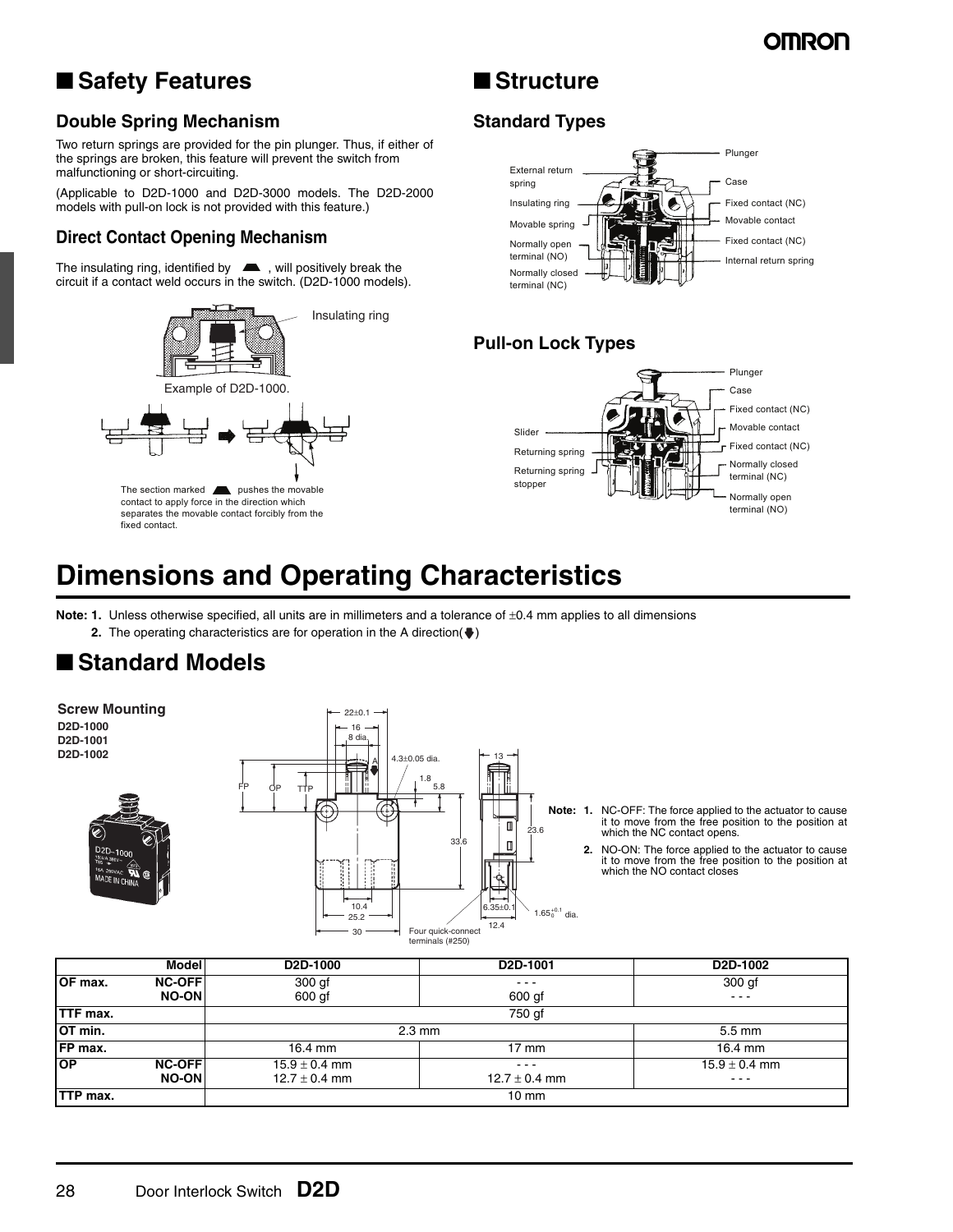## ■ Safety Features

### Double Spring Mechanism

Two return springs are provided for the pin plunger. Thus, if either of the springs are broken, this feature will prevent the switch from malfunctioning or short-circuiting.

(Applicable to D2D-1000 and D2D-3000 models. The D2D-2000 models with pull-on lock is not provided with this feature.)

### Direct Contact Opening Mechanism

The insulating ring, identified by ▲, will positively break the circuit if a contact weld occurs in the switch. (D2D-1000 models).

Insulating ring

Example of D2D-1000.

The section marked ▲ pushes the movable contact to apply force in the direction which separates the movable contact forcibly from the fixed contact.

## ■ Structure

### Standard Types

Plunger, External return spring, Case, Insulating ring, Fixed contact (NC), Movable spring, Movable contact, Normally open terminal (NO), Fixed contact (NC), Internal return spring, Normally closed terminal (NC)

### Pull-on Lock Types

Plunger, Case, Fixed contact (NC), Slider, Movable contact, Returning spring, Fixed contact (NC), Returning spring stopper, Normally closed terminal (NC), Normally open terminal (NO)

# Dimensions and Operating Characteristics

**Note: 1.** Unless otherwise specified, all units are in millimeters and a tolerance of ±0.4 mm applies to all dimensions

**2.** The operating characteristics are for operation in the A direction(▼)

## ■ Standard Models

**Screw Mounting**

**D2D-1000**
**D2D-1001**
**D2D-1002**

22±0.1, 16, 8 dia., 4.3±0.05 dia., A, FP, OP, TTP, 1.8, 5.8, 13, 33.6, 23.6, 10.4, 25.2, 30, 6.35±0.1, $1.65^{+0.1}_{0}$ dia., 12.4, Four quick-connect terminals (#250)

**Note: 1.** NC-OFF: The force applied to the actuator to cause it to move from the free position to the position at which the NC contact opens.

**2.** NO-ON: The force applied to the actuator to cause it to move from the free position to the position at which the NO contact closes

| | Model | D2D-1000 | D2D-1001 | D2D-1002 |
|---|---|---|---|---|
| OF max. | NC-OFF<br>NO-ON | 300 gf<br>600 gf | - - -<br>600 gf | 300 gf<br>- - - |
| TTF max. | | 750 gf | | |
| OT min. | | 2.3 mm | | 5.5 mm |
| FP max. | | 16.4 mm | 17 mm | 16.4 mm |
| OP | NC-OFF<br>NO-ON | 15.9 ± 0.4 mm<br>12.7 ± 0.4 mm | - - -<br>12.7 ± 0.4 mm | 15.9 ± 0.4 mm<br>- - - |
| TTP max. | | 10 mm | | |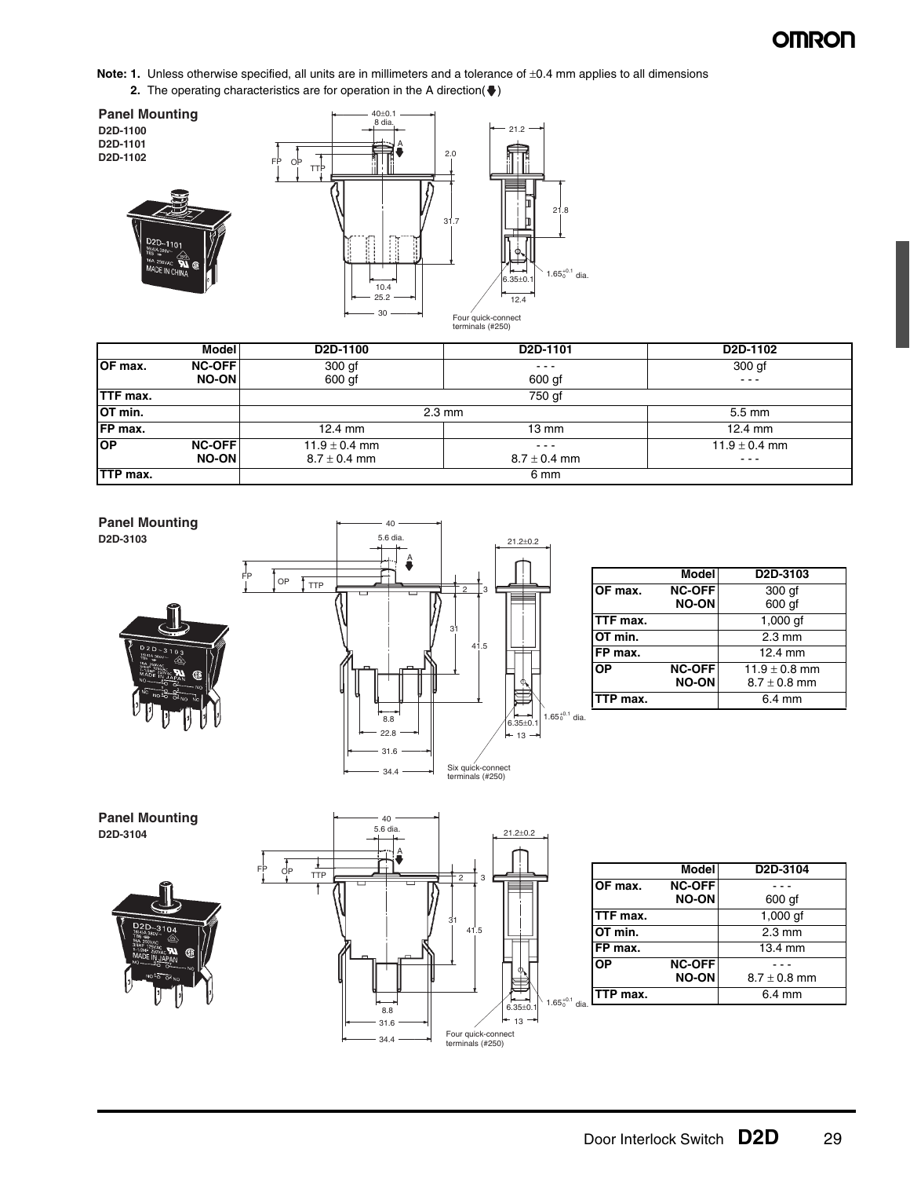**Note: 1.** Unless otherwise specified, all units are in millimeters and a tolerance of ±0.4 mm applies to all dimensions

**2.** The operating characteristics are for operation in the A direction(🡇)

## Panel Mounting

**D2D-1100**
**D2D-1101**
**D2D-1102**

| | Model | D2D-1100 | D2D-1101 | D2D-1102 |
|---|---|---|---|---|
| OF max. | NC-OFF<br>NO-ON | 300 gf<br>600 gf | - - -<br>600 gf | 300 gf<br>- - - |
| TTF max. | | 750 gf | | |
| OT min. | | 2.3 mm | | 5.5 mm |
| FP max. | | 12.4 mm | 13 mm | 12.4 mm |
| OP | NC-OFF<br>NO-ON | 11.9 ± 0.4 mm<br>8.7 ± 0.4 mm | - - -<br>8.7 ± 0.4 mm | 11.9 ± 0.4 mm<br>- - - |
| TTP max. | | 6 mm | | |

## Panel Mounting

**D2D-3103**

| | Model | D2D-3103 |
|---|---|---|
| OF max. | NC-OFF<br>NO-ON | 300 gf<br>600 gf |
| TTF max. | | 1,000 gf |
| OT min. | | 2.3 mm |
| FP max. | | 12.4 mm |
| OP | NC-OFF<br>NO-ON | 11.9 ± 0.8 mm<br>8.7 ± 0.8 mm |
| TTP max. | | 6.4 mm |

## Panel Mounting

**D2D-3104**

| | Model | D2D-3104 |
|---|---|---|
| OF max. | NC-OFF<br>NO-ON | - - -<br>600 gf |
| TTF max. | | 1,000 gf |
| OT min. | | 2.3 mm |
| FP max. | | 13.4 mm |
| OP | NC-OFF<br>NO-ON | - - -<br>8.7 ± 0.8 mm |
| TTP max. | | 6.4 mm |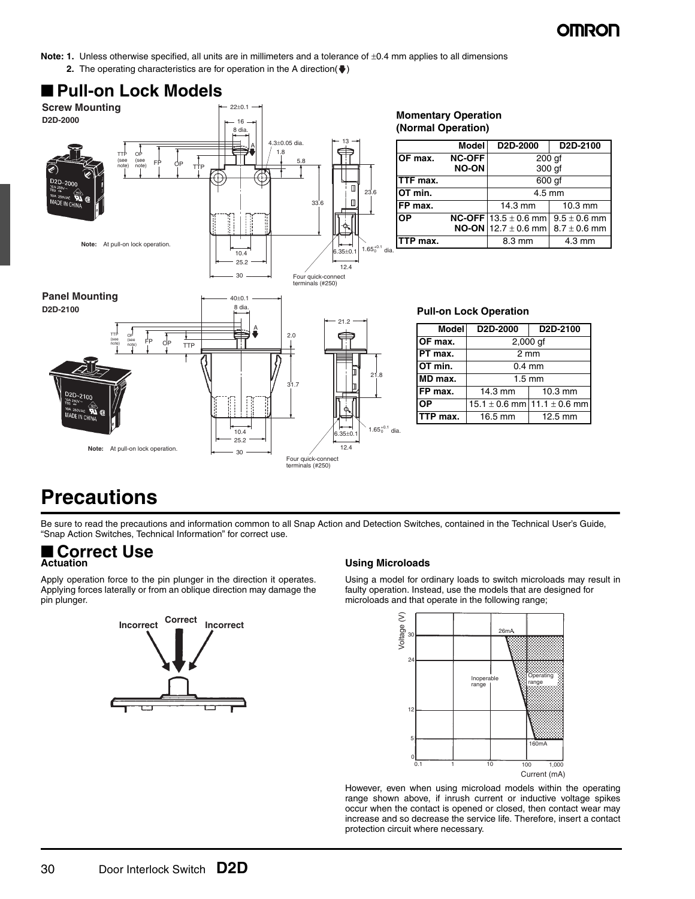**Note: 1.** Unless otherwise specified, all units are in millimeters and a tolerance of ±0.4 mm applies to all dimensions

**2.** The operating characteristics are for operation in the A direction(🡇)

## ■ Pull-on Lock Models

### Screw Mounting

**D2D-2000**

Note: At pull-on lock operation.

Four quick-connect terminals (#250)

#### Momentary Operation (Normal Operation)

| | Model | D2D-2000 | D2D-2100 |
|---|---|---|---|
| OF max. | NC-OFF | 200 gf | |
| | NO-ON | 300 gf | |
| TTF max. | | 600 gf | |
| OT min. | | 4.5 mm | |
| FP max. | | 14.3 mm | 10.3 mm |
| OP | NC-OFF | 13.5 ± 0.6 mm | 9.5 ± 0.6 mm |
| | NO-ON | 12.7 ± 0.6 mm | 8.7 ± 0.6 mm |
| TTP max. | | 8.3 mm | 4.3 mm |

### Panel Mounting

**D2D-2100**

Note: At pull-on lock operation.

Four quick-connect terminals (#250)

#### Pull-on Lock Operation

| Model | D2D-2000 | D2D-2100 |
|---|---|---|
| OF max. | 2,000 gf | |
| PT max. | 2 mm | |
| OT min. | 0.4 mm | |
| MD max. | 1.5 mm | |
| FP max. | 14.3 mm | 10.3 mm |
| OP | 15.1 ± 0.6 mm | 11.1 ± 0.6 mm |
| TTP max. | 16.5 mm | 12.5 mm |

# Precautions

Be sure to read the precautions and information common to all Snap Action and Detection Switches, contained in the Technical User's Guide, "Snap Action Switches, Technical Information" for correct use.

## ■ Correct Use

### Actuation

Apply operation force to the pin plunger in the direction it operates. Applying forces laterally or from an oblique direction may damage the pin plunger.

Incorrect | Correct | Incorrect

### Using Microloads

Using a model for ordinary loads to switch microloads may result in faulty operation. Instead, use the models that are designed for microloads and that operate in the following range;

Voltage (V) — Current (mA): Inoperable range; Operating range; 26mA; 160mA

However, even when using microload models within the operating range shown above, if inrush current or inductive voltage spikes occur when the contact is opened or closed, then contact wear may increase and so decrease the service life. Therefore, insert a contact protection circuit where necessary.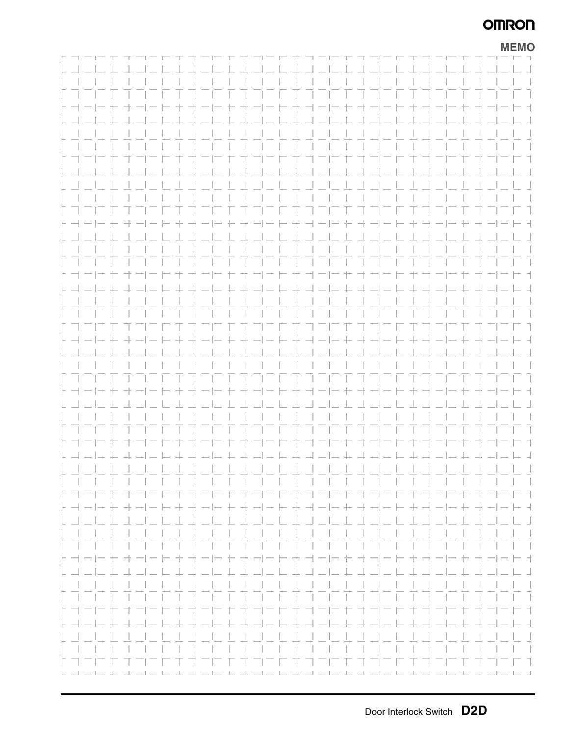MEMO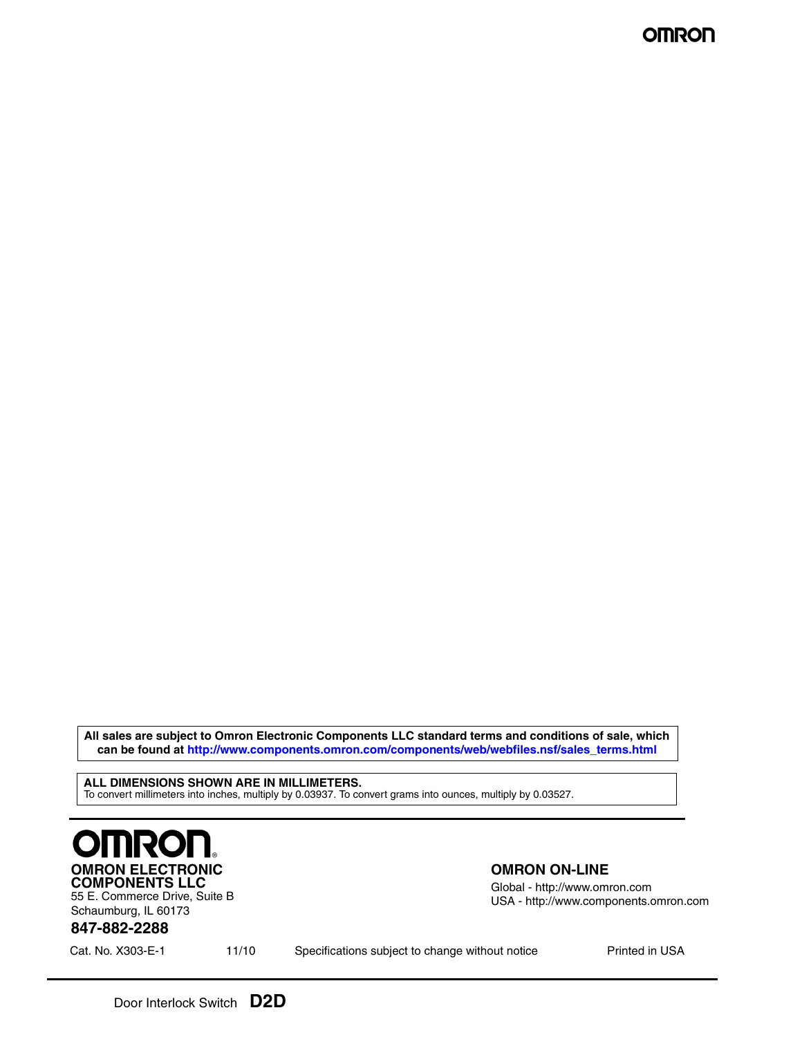**All sales are subject to Omron Electronic Components LLC standard terms and conditions of sale, which can be found at http://www.components.omron.com/components/web/webfiles.nsf/sales_terms.html**

**ALL DIMENSIONS SHOWN ARE IN MILLIMETERS.**
To convert millimeters into inches, multiply by 0.03937. To convert grams into ounces, multiply by 0.03527.

**OMRON ELECTRONIC COMPONENTS LLC**
55 E. Commerce Drive, Suite B
Schaumburg, IL 60173

**847-882-2288**

**OMRON ON-LINE**
Global - http://www.omron.com
USA - http://www.components.omron.com

Cat. No. X303-E-1 11/10 Specifications subject to change without notice Printed in USA

Door Interlock Switch **D2D**